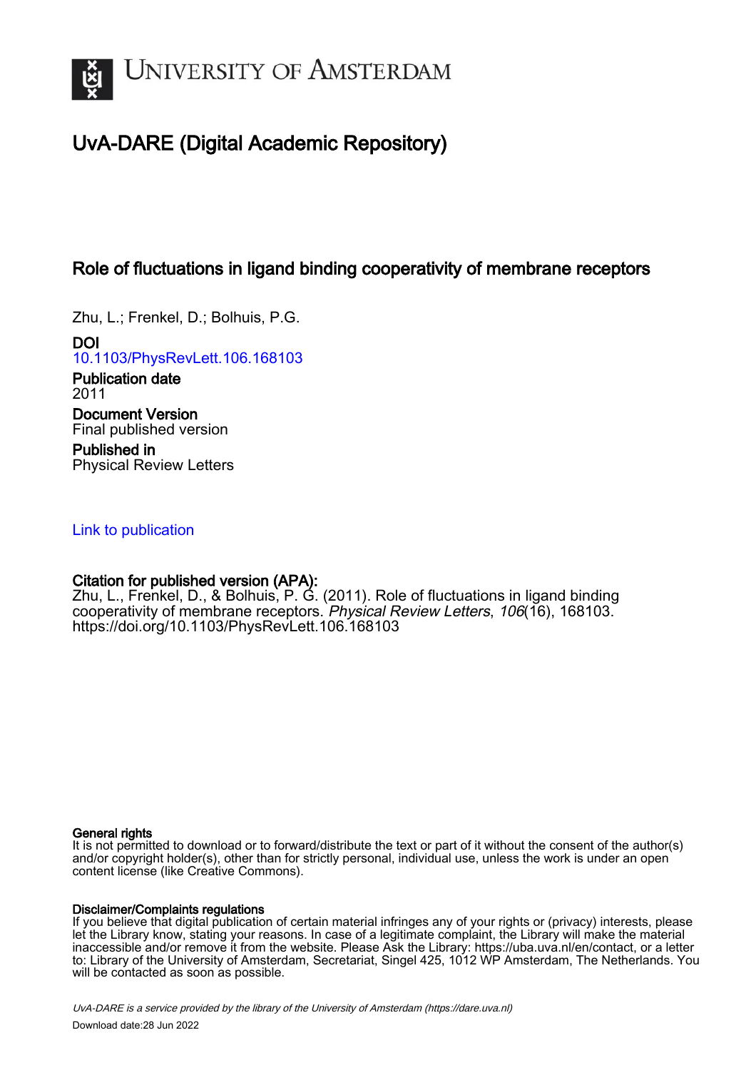# UNIVERSITY OF AMSTERDAM

## UvA-DARE (Digital Academic Repository)

### Role of fluctuations in ligand binding cooperativity of membrane receptors

Zhu, L.; Frenkel, D.; Bolhuis, P.G.

**DOI**
10.1103/PhysRevLett.106.168103

**Publication date**
2011

**Document Version**
Final published version

**Published in**
Physical Review Letters

Link to publication

**Citation for published version (APA):**
Zhu, L., Frenkel, D., & Bolhuis, P. G. (2011). Role of fluctuations in ligand binding cooperativity of membrane receptors. *Physical Review Letters*, *106*(16), 168103. https://doi.org/10.1103/PhysRevLett.106.168103

**General rights**
It is not permitted to download or to forward/distribute the text or part of it without the consent of the author(s) and/or copyright holder(s), other than for strictly personal, individual use, unless the work is under an open content license (like Creative Commons).

**Disclaimer/Complaints regulations**
If you believe that digital publication of certain material infringes any of your rights or (privacy) interests, please let the Library know, stating your reasons. In case of a legitimate complaint, the Library will make the material inaccessible and/or remove it from the website. Please Ask the Library: https://uba.uva.nl/en/contact, or a letter to: Library of the University of Amsterdam, Secretariat, Singel 425, 1012 WP Amsterdam, The Netherlands. You will be contacted as soon as possible.

*UvA-DARE is a service provided by the library of the University of Amsterdam (https://dare.uva.nl)*
Download date:28 Jun 2022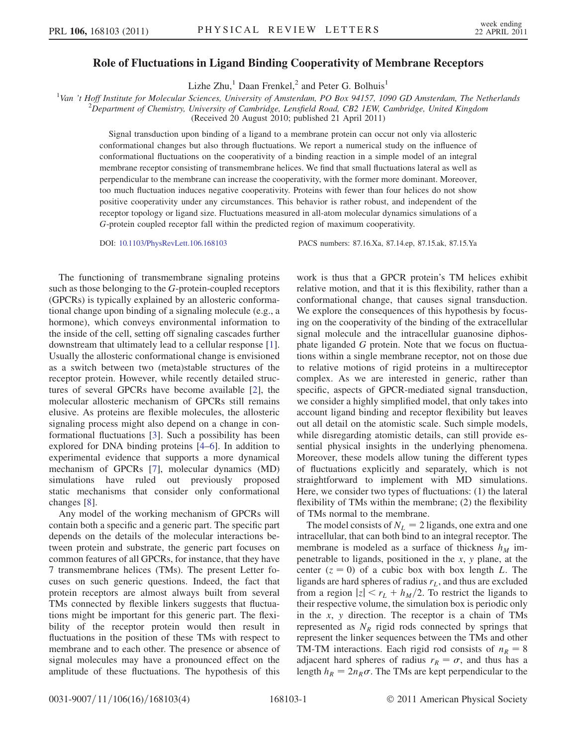# Role of Fluctuations in Ligand Binding Cooperativity of Membrane Receptors

Lizhe Zhu,[1] Daan Frenkel,[2] and Peter G. Bolhuis[1]

[1]*Van 't Hoff Institute for Molecular Sciences, University of Amsterdam, PO Box 94157, 1090 GD Amsterdam, The Netherlands*
[2]*Department of Chemistry, University of Cambridge, Lensfield Road, CB2 1EW, Cambridge, United Kingdom*
(Received 20 August 2010; published 21 April 2011)

Signal transduction upon binding of a ligand to a membrane protein can occur not only via allosteric conformational changes but also through fluctuations. We report a numerical study on the influence of conformational fluctuations on the cooperativity of a binding reaction in a simple model of an integral membrane receptor consisting of transmembrane helices. We find that small fluctuations lateral as well as perpendicular to the membrane can increase the cooperativity, with the former more dominant. Moreover, too much fluctuation induces negative cooperativity. Proteins with fewer than four helices do not show positive cooperativity under any circumstances. This behavior is rather robust, and independent of the receptor topology or ligand size. Fluctuations measured in all-atom molecular dynamics simulations of a *G*-protein coupled receptor fall within the predicted region of maximum cooperativity.

DOI: 10.1103/PhysRevLett.106.168103 PACS numbers: 87.16.Xa, 87.14.ep, 87.15.ak, 87.15.Ya

The functioning of transmembrane signaling proteins such as those belonging to the *G*-protein-coupled receptors (GPCRs) is typically explained by an allosteric conformational change upon binding of a signaling molecule (e.g., a hormone), which conveys environmental information to the inside of the cell, setting off signaling cascades further downstream that ultimately lead to a cellular response [1]. Usually the allosteric conformational change is envisioned as a switch between two (meta)stable structures of the receptor protein. However, while recently detailed structures of several GPCRs have become available [2], the molecular allosteric mechanism of GPCRs still remains elusive. As proteins are flexible molecules, the allosteric signaling process might also depend on a change in conformational fluctuations [3]. Such a possibility has been explored for DNA binding proteins [4–6]. In addition to experimental evidence that supports a more dynamical mechanism of GPCRs [7], molecular dynamics (MD) simulations have ruled out previously proposed static mechanisms that consider only conformational changes [8].

Any model of the working mechanism of GPCRs will contain both a specific and a generic part. The specific part depends on the details of the molecular interactions between protein and substrate, the generic part focuses on common features of all GPCRs, for instance, that they have 7 transmembrane helices (TMs). The present Letter focuses on such generic questions. Indeed, the fact that protein receptors are almost always built from several TMs connected by flexible linkers suggests that fluctuations might be important for this generic part. The flexibility of the receptor protein would then result in fluctuations in the position of these TMs with respect to membrane and to each other. The presence or absence of signal molecules may have a pronounced effect on the amplitude of these fluctuations. The hypothesis of this work is thus that a GPCR protein's TM helices exhibit relative motion, and that it is this flexibility, rather than a conformational change, that causes signal transduction. We explore the consequences of this hypothesis by focusing on the cooperativity of the binding of the extracellular signal molecule and the intracellular guanosine diphosphate liganded *G* protein. Note that we focus on fluctuations within a single membrane receptor, not on those due to relative motions of rigid proteins in a multireceptor complex. As we are interested in generic, rather than specific, aspects of GPCR-mediated signal transduction, we consider a highly simplified model, that only takes into account ligand binding and receptor flexibility but leaves out all detail on the atomistic scale. Such simple models, while disregarding atomistic details, can still provide essential physical insights in the underlying phenomena. Moreover, these models allow tuning the different types of fluctuations explicitly and separately, which is not straightforward to implement with MD simulations. Here, we consider two types of fluctuations: (1) the lateral flexibility of TMs within the membrane; (2) the flexibility of TMs normal to the membrane.

The model consists of $N_L = 2$ ligands, one extra and one intracellular, that can both bind to an integral receptor. The membrane is modeled as a surface of thickness $h_M$ impenetrable to ligands, positioned in the $x$, $y$ plane, at the center ($z = 0$) of a cubic box with box length $L$. The ligands are hard spheres of radius $r_L$, and thus are excluded from a region $|z| < r_L + h_M/2$. To restrict the ligands to their respective volume, the simulation box is periodic only in the $x$, $y$ direction. The receptor is a chain of TMs represented as $N_R$ rigid rods connected by springs that represent the linker sequences between the TMs and other TM-TM interactions. Each rigid rod consists of $n_R = 8$ adjacent hard spheres of radius $r_R = \sigma$, and thus has a length $h_R = 2n_R\sigma$. The TMs are kept perpendicular to the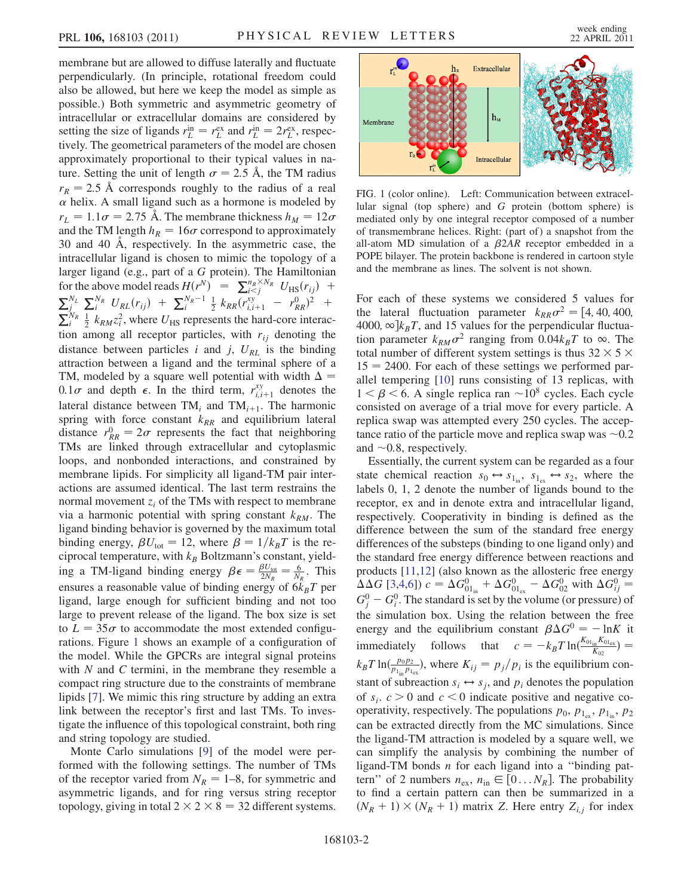membrane but are allowed to diffuse laterally and fluctuate perpendicularly. (In principle, rotational freedom could also be allowed, but here we keep the model as simple as possible.) Both symmetric and asymmetric geometry of intracellular or extracellular domains are considered by setting the size of ligands $r_L^{\mathrm{in}} = r_L^{\mathrm{ex}}$ and $r_L^{\mathrm{in}} = 2r_L^{\mathrm{ex}}$, respectively. The geometrical parameters of the model are chosen approximately proportional to their typical values in nature. Setting the unit of length $\sigma = 2.5$ Å, the TM radius $r_R = 2.5$ Å corresponds roughly to the radius of a real $\alpha$ helix. A small ligand such as a hormone is modeled by $r_L = 1.1\sigma = 2.75$ Å. The membrane thickness $h_M = 12\sigma$ and the TM length $h_R = 16\sigma$ correspond to approximately 30 and 40 Å, respectively. In the asymmetric case, the intracellular ligand is chosen to mimic the topology of a larger ligand (e.g., part of a $G$ protein). The Hamiltonian for the above model reads $H(r^N) = \sum_{i<j}^{n_R \times N_R} U_{\mathrm{HS}}(r_{ij}) + \sum_j^{N_L} \sum_i^{N_R} U_{RL}(r_{ij}) + \sum_i^{N_R - 1} \frac{1}{2} k_{RR}(r_{i,i+1}^{xy} - r_{RR}^0)^2 + \sum_i^{N_R} \frac{1}{2} k_{RM} z_i^2$, where $U_{\mathrm{HS}}$ represents the hard-core interaction among all receptor particles, with $r_{ij}$ denoting the distance between particles $i$ and $j$, $U_{RL}$ is the binding attraction between a ligand and the terminal sphere of a TM, modeled by a square well potential with width $\Delta = 0.1\sigma$ and depth $\epsilon$. In the third term, $r_{i,i+1}^{xy}$ denotes the lateral distance between $\mathrm{TM}_i$ and $\mathrm{TM}_{i+1}$. The harmonic spring with force constant $k_{RR}$ and equilibrium lateral distance $r_{RR}^0 = 2\sigma$ represents the fact that neighboring TMs are linked through extracellular and cytoplasmic loops, and nonbonded interactions, and constrained by membrane lipids. For simplicity all ligand-TM pair interactions are assumed identical. The last term restrains the normal movement $z_i$ of the TMs with respect to membrane via a harmonic potential with spring constant $k_{RM}$. The ligand binding behavior is governed by the maximum total binding energy, $\beta U_{\mathrm{tot}} = 12$, where $\beta = 1/k_B T$ is the reciprocal temperature, with $k_B$ Boltzmann's constant, yielding a TM-ligand binding energy $\beta\epsilon = \frac{\beta U_{\mathrm{tot}}}{2N_R} = \frac{6}{N_R}$. This ensures a reasonable value of binding energy of $6k_B T$ per ligand, large enough for sufficient binding and not too large to prevent release of the ligand. The box size is set to $L = 35\sigma$ to accommodate the most extended configurations. Figure 1 shows an example of a configuration of the model. While the GPCRs are integral signal proteins with $N$ and $C$ termini, in the membrane they resemble a compact ring structure due to the constraints of membrane lipids [7]. We mimic this ring structure by adding an extra link between the receptor's first and last TMs. To investigate the influence of this topological constraint, both ring and string topology are studied.

Monte Carlo simulations [9] of the model were performed with the following settings. The number of TMs of the receptor varied from $N_R = 1$–8, for symmetric and asymmetric ligands, and for ring versus string receptor topology, giving in total $2 \times 2 \times 8 = 32$ different systems.

FIG. 1 (color online). Left: Communication between extracellular signal (top sphere) and $G$ protein (bottom sphere) is mediated only by one integral receptor composed of a number of transmembrane helices. Right: (part of) a snapshot from the all-atom MD simulation of a $\beta 2AR$ receptor embedded in a POPE bilayer. The protein backbone is rendered in cartoon style and the membrane as lines. The solvent is not shown.

For each of these systems we considered 5 values for the lateral fluctuation parameter $k_{RR}\sigma^2 = [4, 40, 400, 4000, \infty]k_B T$, and 15 values for the perpendicular fluctuation parameter $k_{RM}\sigma^2$ ranging from $0.04k_B T$ to $\infty$. The total number of different system settings is thus $32 \times 5 \times 15 = 2400$. For each of these settings we performed parallel tempering [10] runs consisting of 13 replicas, with $1 < \beta < 6$. A single replica ran $\sim 10^8$ cycles. Each cycle consisted on average of a trial move for every particle. A replica swap was attempted every 250 cycles. The acceptance ratio of the particle move and replica swap was $\sim 0.2$ and $\sim 0.8$, respectively.

Essentially, the current system can be regarded as a four state chemical reaction $s_0 \leftrightarrow s_{1_{\mathrm{in}}}$, $s_{1_{\mathrm{ex}}} \leftrightarrow s_2$, where the labels 0, 1, 2 denote the number of ligands bound to the receptor, ex and in denote extra and intracellular ligand, respectively. Cooperativity in binding is defined as the difference between the sum of the standard free energy differences of the substeps (binding to one ligand only) and the standard free energy difference between reactions and products [11,12] (also known as the allosteric free energy $\Delta\Delta G$ [3,4,6]) $c = \Delta G^0_{01_{\mathrm{in}}} + \Delta G^0_{01_{\mathrm{ex}}} - \Delta G^0_{02}$ with $\Delta G^0_{ij} = G^0_j - G^0_i$. The standard is set by the volume (or pressure) of the simulation box. Using the relation between the free energy and the equilibrium constant $\beta\Delta G^0 = -\ln K$ it immediately follows that $c = -k_B T \ln(\frac{K_{01_{\mathrm{in}}} K_{01_{\mathrm{ex}}}}{K_{02}}) = k_B T \ln(\frac{p_0 p_2}{p_{1_{\mathrm{in}}} p_{1_{\mathrm{ex}}}})$, where $K_{ij} = p_j/p_i$ is the equilibrium constant of subreaction $s_i \leftrightarrow s_j$, and $p_i$ denotes the population of $s_i$. $c > 0$ and $c < 0$ indicate positive and negative cooperativity, respectively. The populations $p_0$, $p_{1_{\mathrm{ex}}}$, $p_{1_{\mathrm{in}}}$, $p_2$ can be extracted directly from the MC simulations. Since the ligand-TM attraction is modeled by a square well, we can simplify the analysis by combining the number of ligand-TM bonds $n$ for each ligand into a "binding pattern" of 2 numbers $n_{\mathrm{ex}}$, $n_{\mathrm{in}} \in [0 \ldots N_R]$. The probability to find a certain pattern can then be summarized in a $(N_R + 1) \times (N_R + 1)$ matrix $Z$. Here entry $Z_{i,j}$ for index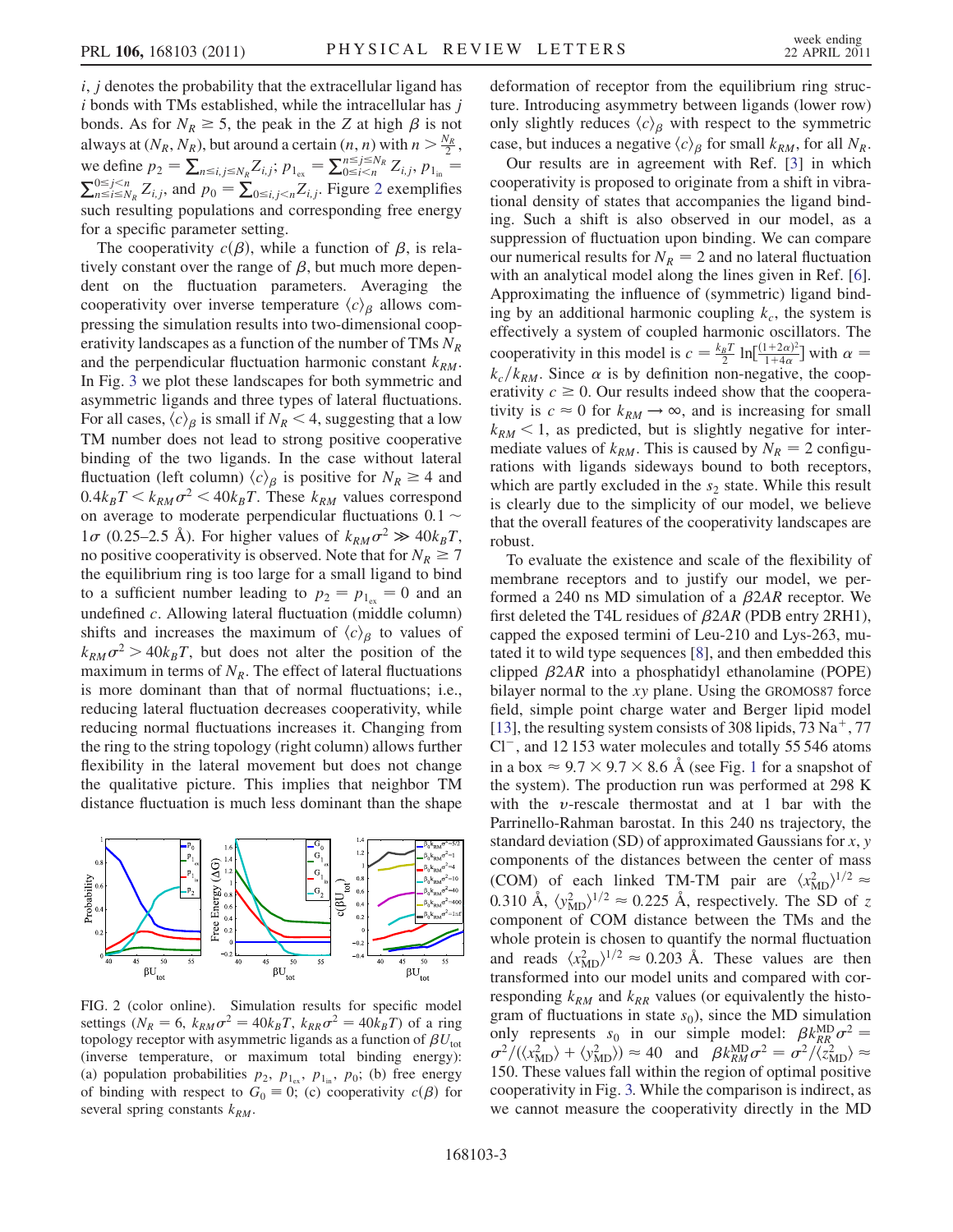$i$, $j$ denotes the probability that the extracellular ligand has $i$ bonds with TMs established, while the intracellular has $j$ bonds. As for $N_R \geq 5$, the peak in the $Z$ at high $\beta$ is not always at $(N_R, N_R)$, but around a certain $(n, n)$ with $n > \frac{N_R}{2}$, we define $p_2 = \sum_{n \leq i,j \leq N_R} Z_{i,j}$; $p_{1_{\text{ex}}} = \sum_{0 \leq i < n}^{n \leq j \leq N_R} Z_{i,j}$, $p_{1_{\text{in}}} = \sum_{n \leq i \leq N_R}^{0 \leq j < n} Z_{i,j}$, and $p_0 = \sum_{0 \leq i,j < n} Z_{i,j}$. Figure 2 exemplifies such resulting populations and corresponding free energy for a specific parameter setting.

The cooperativity $c(\beta)$, while a function of $\beta$, is relatively constant over the range of $\beta$, but much more dependent on the fluctuation parameters. Averaging the cooperativity over inverse temperature $\langle c \rangle_\beta$ allows compressing the simulation results into two-dimensional cooperativity landscapes as a function of the number of TMs $N_R$ and the perpendicular fluctuation harmonic constant $k_{RM}$. In Fig. 3 we plot these landscapes for both symmetric and asymmetric ligands and three types of lateral fluctuations. For all cases, $\langle c \rangle_\beta$ is small if $N_R < 4$, suggesting that a low TM number does not lead to strong positive cooperative binding of the two ligands. In the case without lateral fluctuation (left column) $\langle c \rangle_\beta$ is positive for $N_R \geq 4$ and $0.4 k_B T < k_{RM}\sigma^2 < 40 k_B T$. These $k_{RM}$ values correspond on average to moderate perpendicular fluctuations $0.1 \sim 1\sigma$ (0.25–2.5 Å). For higher values of $k_{RM}\sigma^2 \gg 40 k_B T$, no positive cooperativity is observed. Note that for $N_R \geq 7$ the equilibrium ring is too large for a small ligand to bind to a sufficient number leading to $p_2 = p_{1_{\text{ex}}} = 0$ and an undefined $c$. Allowing lateral fluctuation (middle column) shifts and increases the maximum of $\langle c \rangle_\beta$ to values of $k_{RM}\sigma^2 > 40 k_B T$, but does not alter the position of the maximum in terms of $N_R$. The effect of lateral fluctuations is more dominant than that of normal fluctuations; i.e., reducing lateral fluctuation decreases cooperativity, while reducing normal fluctuations increases it. Changing from the ring to the string topology (right column) allows further flexibility in the lateral movement but does not change the qualitative picture. This implies that neighbor TM distance fluctuation is much less dominant than the shape deformation of receptor from the equilibrium ring structure. Introducing asymmetry between ligands (lower row) only slightly reduces $\langle c \rangle_\beta$ with respect to the symmetric case, but induces a negative $\langle c \rangle_\beta$ for small $k_{RM}$, for all $N_R$.

FIG. 2 (color online). Simulation results for specific model settings ($N_R = 6$, $k_{RM}\sigma^2 = 40 k_B T$, $k_{RR}\sigma^2 = 40 k_B T$) of a ring topology receptor with asymmetric ligands as a function of $\beta U_{\text{tot}}$ (inverse temperature, or maximum total binding energy): (a) population probabilities $p_2$, $p_{1_{\text{ex}}}$, $p_{1_{\text{in}}}$, $p_0$; (b) free energy of binding with respect to $G_0 \equiv 0$; (c) cooperativity $c(\beta)$ for several spring constants $k_{RM}$.

Our results are in agreement with Ref. [3] in which cooperativity is proposed to originate from a shift in vibrational density of states that accompanies the ligand binding. Such a shift is also observed in our model, as a suppression of fluctuation upon binding. We can compare our numerical results for $N_R = 2$ and no lateral fluctuation with an analytical model along the lines given in Ref. [6]. Approximating the influence of (symmetric) ligand binding by an additional harmonic coupling $k_c$, the system is effectively a system of coupled harmonic oscillators. The cooperativity in this model is $c = \frac{k_B T}{2} \ln[\frac{(1+2\alpha)^2}{1+4\alpha}]$ with $\alpha = k_c / k_{RM}$. Since $\alpha$ is by definition non-negative, the cooperativity $c \geq 0$. Our results indeed show that the cooperativity is $c \approx 0$ for $k_{RM} \to \infty$, and is increasing for small $k_{RM} < 1$, as predicted, but is slightly negative for intermediate values of $k_{RM}$. This is caused by $N_R = 2$ configurations with ligands sideways bound to both receptors, which are partly excluded in the $s_2$ state. While this result is clearly due to the simplicity of our model, we believe that the overall features of the cooperativity landscapes are robust.

To evaluate the existence and scale of the flexibility of membrane receptors and to justify our model, we performed a 240 ns MD simulation of a $\beta 2AR$ receptor. We first deleted the T4L residues of $\beta 2AR$ (PDB entry 2RH1), capped the exposed termini of Leu-210 and Lys-263, mutated it to wild type sequences [8], and then embedded this clipped $\beta 2AR$ into a phosphatidyl ethanolamine (POPE) bilayer normal to the $xy$ plane. Using the GROMOS87 force field, simple point charge water and Berger lipid model [13], the resulting system consists of 308 lipids, 73 $Na^+$, 77 $Cl^-$, and 12 153 water molecules and totally 55 546 atoms in a box $\approx 9.7 \times 9.7 \times 8.6$ Å (see Fig. 1 for a snapshot of the system). The production run was performed at 298 K with the $v$-rescale thermostat and at 1 bar with the Parrinello-Rahman barostat. In this 240 ns trajectory, the standard deviation (SD) of approximated Gaussians for $x$, $y$ components of the distances between the center of mass (COM) of each linked TM-TM pair are $\langle x_{\text{MD}}^2 \rangle^{1/2} \approx 0.310$ Å, $\langle y_{\text{MD}}^2 \rangle^{1/2} \approx 0.225$ Å, respectively. The SD of $z$ component of COM distance between the TMs and the whole protein is chosen to quantify the normal fluctuation and reads $\langle x_{\text{MD}}^2 \rangle^{1/2} \approx 0.203$ Å. These values are then transformed into our model units and compared with corresponding $k_{RM}$ and $k_{RR}$ values (or equivalently the histogram of fluctuations in state $s_0$), since the MD simulation only represents $s_0$ in our simple model: $\beta k_{RR}^{\text{MD}} \sigma^2 = \sigma^2 / (\langle x_{\text{MD}}^2 \rangle + \langle y_{\text{MD}}^2 \rangle) \approx 40$ and $\beta k_{RM}^{\text{MD}} \sigma^2 = \sigma^2 / \langle z_{\text{MD}}^2 \rangle \approx 150$. These values fall within the region of optimal positive cooperativity in Fig. 3. While the comparison is indirect, as we cannot measure the cooperativity directly in the MD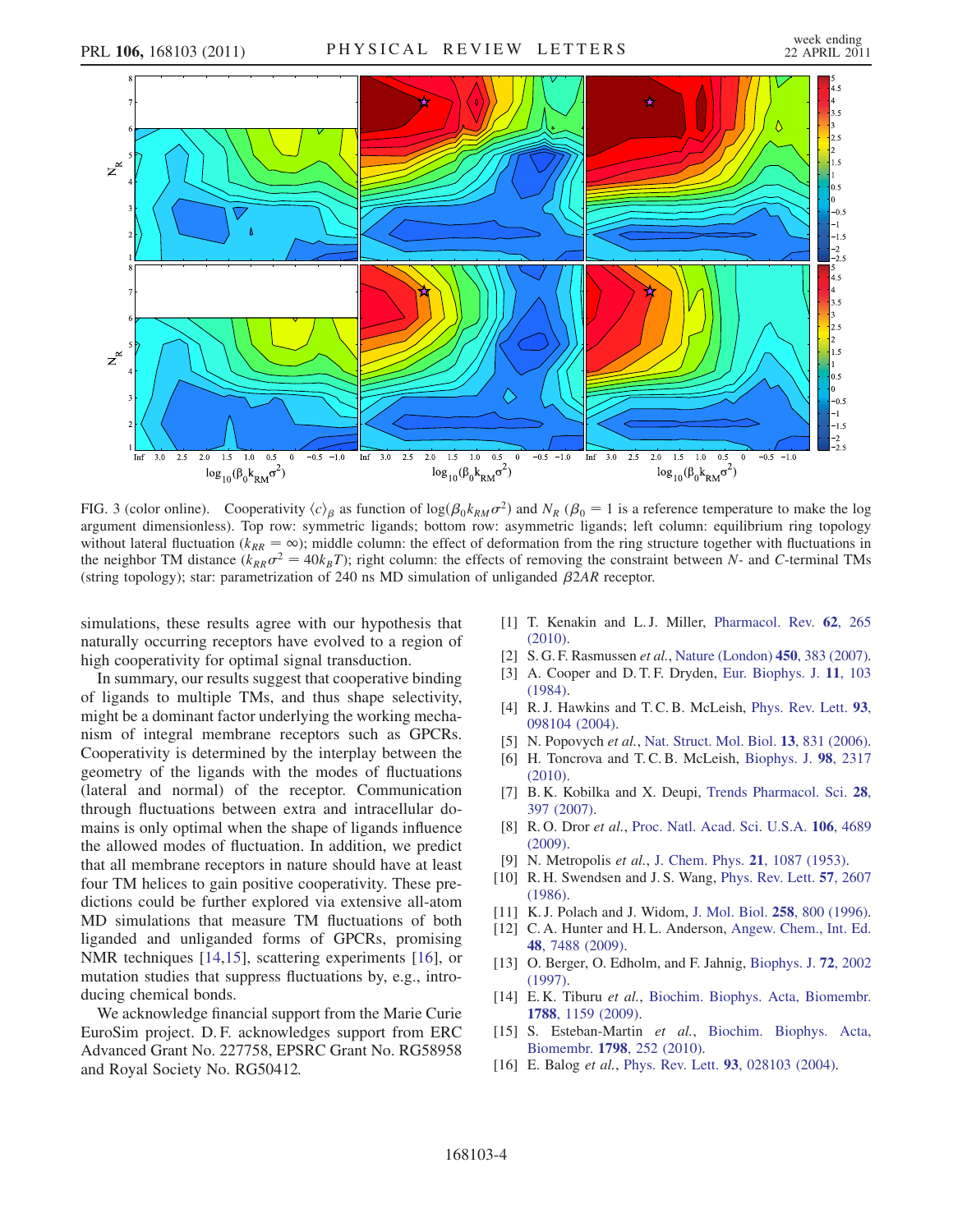$N_R$

8
7
6
5
4
3
2
1

Inf 3.0 2.5 2.0 1.5 1.0 0.5 0 −0.5 −1.0

$\log_{10}(\beta_0 k_{RM}\sigma^2)$

5
4.5
4
3.5
3
2.5
2
1.5
1
0.5
0
−0.5
−1
−1.5
−2
−2.5

FIG. 3 (color online). Cooperativity $\langle c \rangle_\beta$ as function of $\log(\beta_0 k_{RM}\sigma^2)$ and $N_R$ ($\beta_0 = 1$ is a reference temperature to make the log argument dimensionless). Top row: symmetric ligands; bottom row: asymmetric ligands; left column: equilibrium ring topology without lateral fluctuation ($k_{RR} = \infty$); middle column: the effect of deformation from the ring structure together with fluctuations in the neighbor TM distance ($k_{RR}\sigma^2 = 40k_BT$); right column: the effects of removing the constraint between $N$- and $C$-terminal TMs (string topology); star: parametrization of 240 ns MD simulation of unliganded $\beta 2AR$ receptor.

simulations, these results agree with our hypothesis that naturally occurring receptors have evolved to a region of high cooperativity for optimal signal transduction.

In summary, our results suggest that cooperative binding of ligands to multiple TMs, and thus shape selectivity, might be a dominant factor underlying the working mechanism of integral membrane receptors such as GPCRs. Cooperativity is determined by the interplay between the geometry of the ligands with the modes of fluctuations (lateral and normal) of the receptor. Communication through fluctuations between extra and intracellular domains is only optimal when the shape of ligands influence the allowed modes of fluctuation. In addition, we predict that all membrane receptors in nature should have at least four TM helices to gain positive cooperativity. These predictions could be further explored via extensive all-atom MD simulations that measure TM fluctuations of both liganded and unliganded forms of GPCRs, promising NMR techniques [14,15], scattering experiments [16], or mutation studies that suppress fluctuations by, e.g., introducing chemical bonds.

We acknowledge financial support from the Marie Curie EuroSim project. D. F. acknowledges support from ERC Advanced Grant No. 227758, EPSRC Grant No. RG58958 and Royal Society No. RG50412.

[1] T. Kenakin and L. J. Miller, Pharmacol. Rev. **62**, 265 (2010).

[2] S. G. F. Rasmussen *et al.*, Nature (London) **450**, 383 (2007).

[3] A. Cooper and D. T. F. Dryden, Eur. Biophys. J. **11**, 103 (1984).

[4] R. J. Hawkins and T. C. B. McLeish, Phys. Rev. Lett. **93**, 098104 (2004).

[5] N. Popovych *et al.*, Nat. Struct. Mol. Biol. **13**, 831 (2006).

[6] H. Toncrova and T. C. B. McLeish, Biophys. J. **98**, 2317 (2010).

[7] B. K. Kobilka and X. Deupi, Trends Pharmacol. Sci. **28**, 397 (2007).

[8] R. O. Dror *et al.*, Proc. Natl. Acad. Sci. U.S.A. **106**, 4689 (2009).

[9] N. Metropolis *et al.*, J. Chem. Phys. **21**, 1087 (1953).

[10] R. H. Swendsen and J. S. Wang, Phys. Rev. Lett. **57**, 2607 (1986).

[11] K. J. Polach and J. Widom, J. Mol. Biol. **258**, 800 (1996).

[12] C. A. Hunter and H. L. Anderson, Angew. Chem., Int. Ed. **48**, 7488 (2009).

[13] O. Berger, O. Edholm, and F. Jahnig, Biophys. J. **72**, 2002 (1997).

[14] E. K. Tiburu *et al.*, Biochim. Biophys. Acta, Biomembr. **1788**, 1159 (2009).

[15] S. Esteban-Martin *et al.*, Biochim. Biophys. Acta, Biomembr. **1798**, 252 (2010).

[16] E. Balog *et al.*, Phys. Rev. Lett. **93**, 028103 (2004).